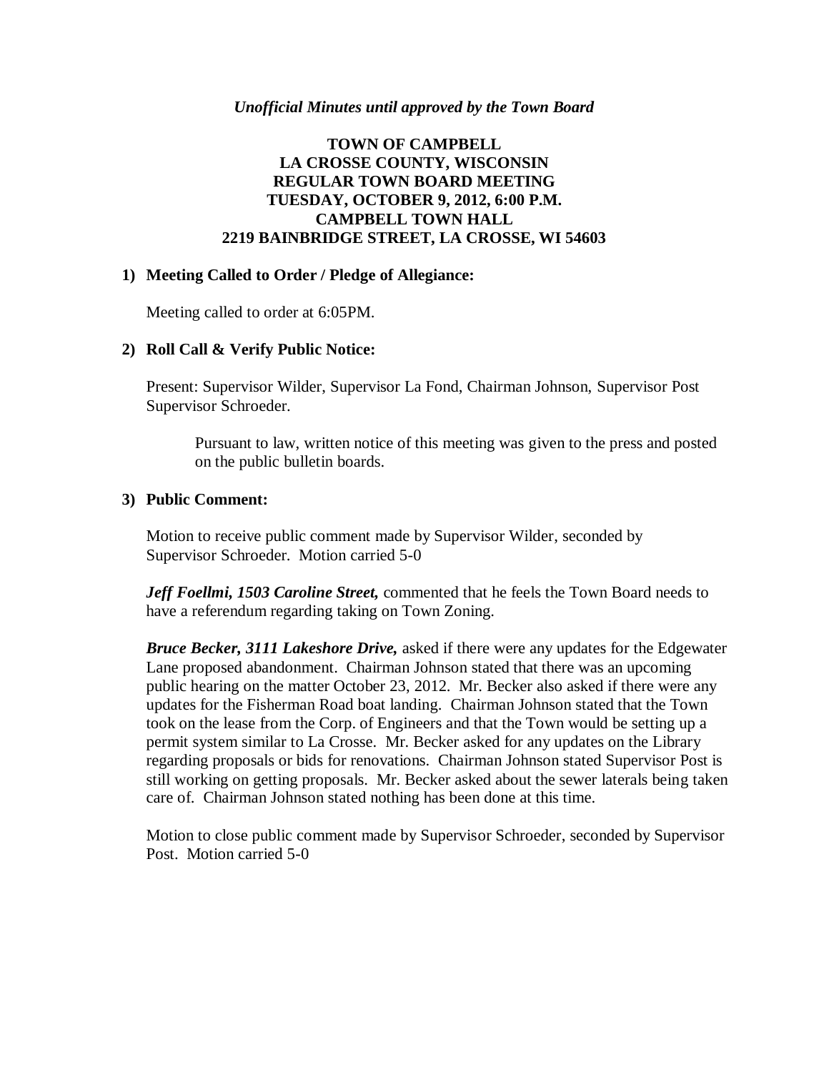*Unofficial Minutes until approved by the Town Board*

# TOWN OF CAMPBELL
# LA CROSSE COUNTY, WISCONSIN
# REGULAR TOWN BOARD MEETING
# TUESDAY, OCTOBER 9, 2012, 6:00 P.M.
# CAMPBELL TOWN HALL
# 2219 BAINBRIDGE STREET, LA CROSSE, WI 54603

**1) Meeting Called to Order / Pledge of Allegiance:**

Meeting called to order at 6:05PM.

**2) Roll Call & Verify Public Notice:**

Present: Supervisor Wilder, Supervisor La Fond, Chairman Johnson, Supervisor Post Supervisor Schroeder.

> Pursuant to law, written notice of this meeting was given to the press and posted on the public bulletin boards.

**3) Public Comment:**

Motion to receive public comment made by Supervisor Wilder, seconded by Supervisor Schroeder. Motion carried 5-0

***Jeff Foellmi, 1503 Caroline Street,*** commented that he feels the Town Board needs to have a referendum regarding taking on Town Zoning.

***Bruce Becker, 3111 Lakeshore Drive,*** asked if there were any updates for the Edgewater Lane proposed abandonment. Chairman Johnson stated that there was an upcoming public hearing on the matter October 23, 2012. Mr. Becker also asked if there were any updates for the Fisherman Road boat landing. Chairman Johnson stated that the Town took on the lease from the Corp. of Engineers and that the Town would be setting up a permit system similar to La Crosse. Mr. Becker asked for any updates on the Library regarding proposals or bids for renovations. Chairman Johnson stated Supervisor Post is still working on getting proposals. Mr. Becker asked about the sewer laterals being taken care of. Chairman Johnson stated nothing has been done at this time.

Motion to close public comment made by Supervisor Schroeder, seconded by Supervisor Post. Motion carried 5-0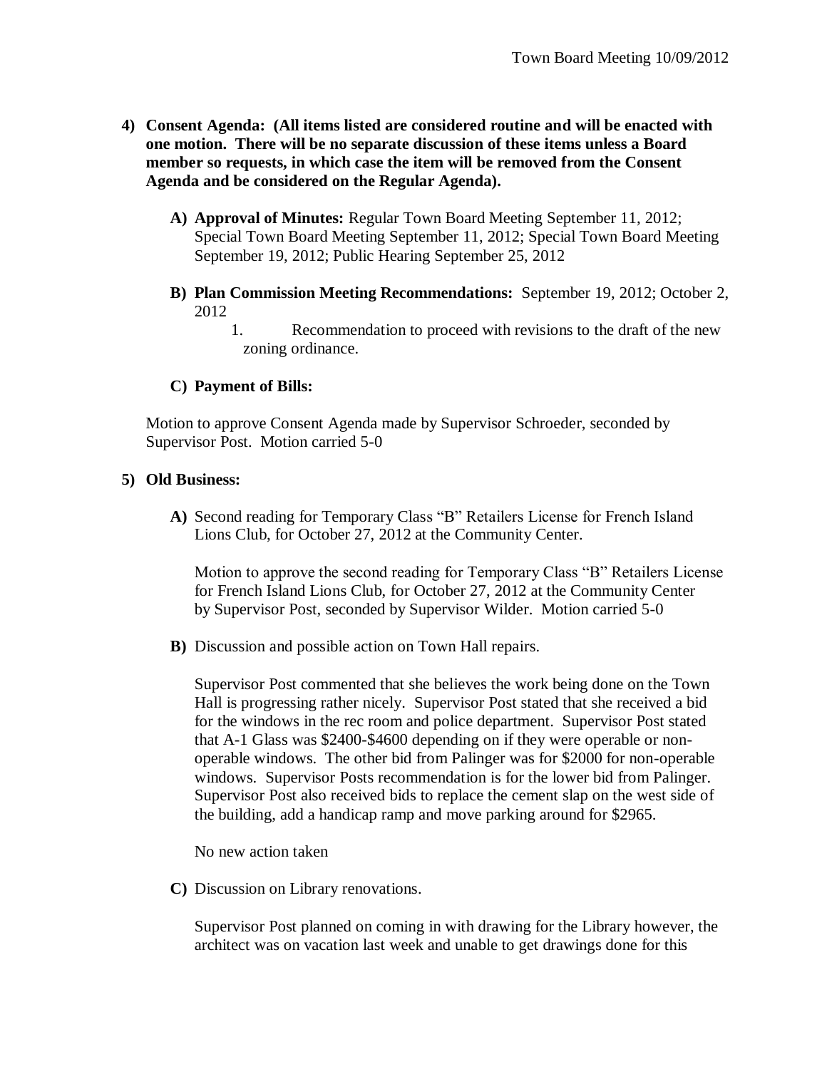**4) Consent Agenda: (All items listed are considered routine and will be enacted with one motion. There will be no separate discussion of these items unless a Board member so requests, in which case the item will be removed from the Consent Agenda and be considered on the Regular Agenda).**

**A) Approval of Minutes:** Regular Town Board Meeting September 11, 2012; Special Town Board Meeting September 11, 2012; Special Town Board Meeting September 19, 2012; Public Hearing September 25, 2012

**B) Plan Commission Meeting Recommendations:** September 19, 2012; October 2, 2012

1. Recommendation to proceed with revisions to the draft of the new zoning ordinance.

**C) Payment of Bills:**

Motion to approve Consent Agenda made by Supervisor Schroeder, seconded by Supervisor Post. Motion carried 5-0

**5) Old Business:**

**A)** Second reading for Temporary Class "B" Retailers License for French Island Lions Club, for October 27, 2012 at the Community Center.

Motion to approve the second reading for Temporary Class "B" Retailers License for French Island Lions Club, for October 27, 2012 at the Community Center by Supervisor Post, seconded by Supervisor Wilder. Motion carried 5-0

**B)** Discussion and possible action on Town Hall repairs.

Supervisor Post commented that she believes the work being done on the Town Hall is progressing rather nicely. Supervisor Post stated that she received a bid for the windows in the rec room and police department. Supervisor Post stated that A-1 Glass was $2400-$4600 depending on if they were operable or non-operable windows. The other bid from Palinger was for $2000 for non-operable windows. Supervisor Posts recommendation is for the lower bid from Palinger. Supervisor Post also received bids to replace the cement slap on the west side of the building, add a handicap ramp and move parking around for $2965.

No new action taken

**C)** Discussion on Library renovations.

Supervisor Post planned on coming in with drawing for the Library however, the architect was on vacation last week and unable to get drawings done for this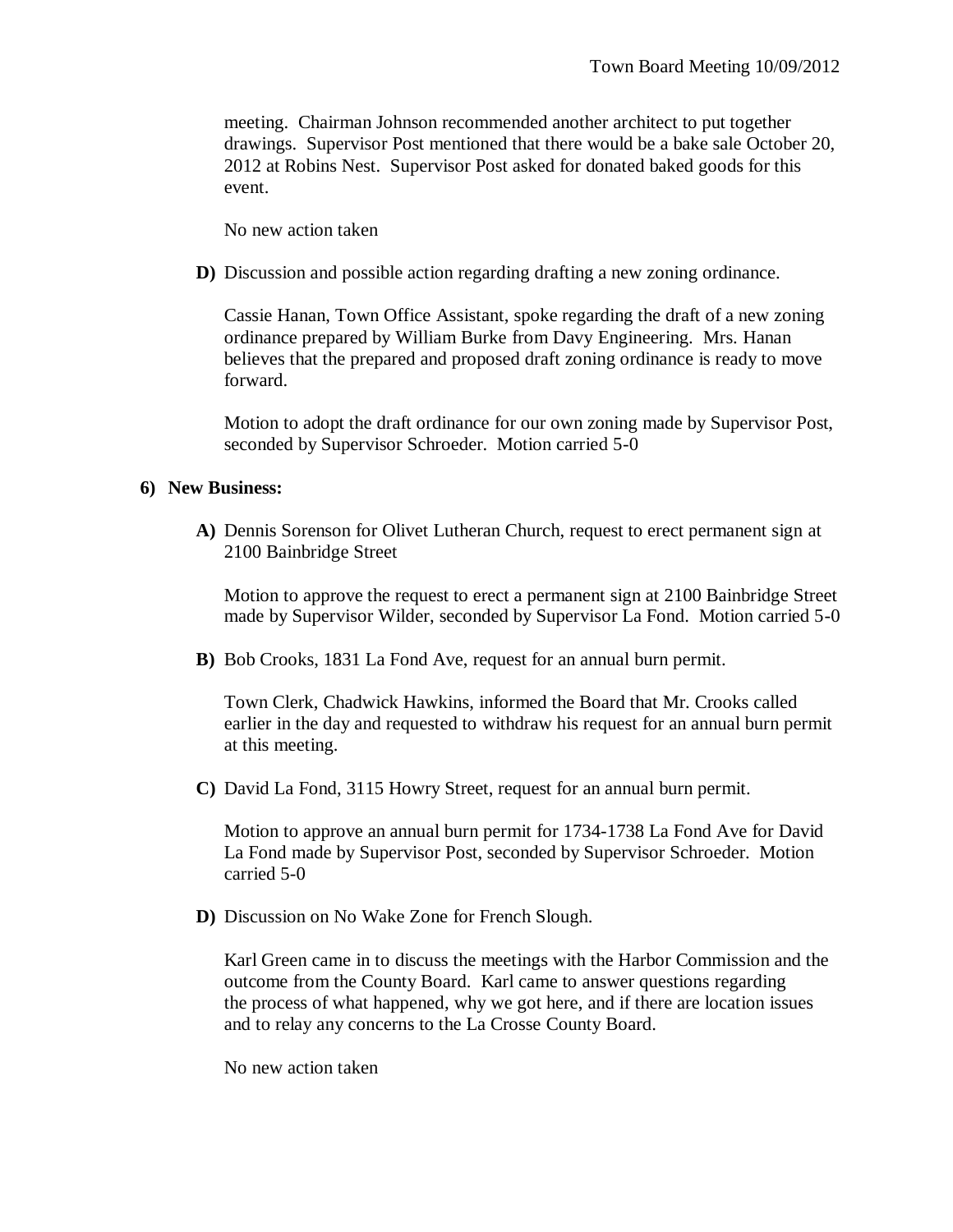meeting. Chairman Johnson recommended another architect to put together drawings. Supervisor Post mentioned that there would be a bake sale October 20, 2012 at Robins Nest. Supervisor Post asked for donated baked goods for this event.

No new action taken

**D)** Discussion and possible action regarding drafting a new zoning ordinance.

Cassie Hanan, Town Office Assistant, spoke regarding the draft of a new zoning ordinance prepared by William Burke from Davy Engineering. Mrs. Hanan believes that the prepared and proposed draft zoning ordinance is ready to move forward.

Motion to adopt the draft ordinance for our own zoning made by Supervisor Post, seconded by Supervisor Schroeder. Motion carried 5-0

**6) New Business:**

**A)** Dennis Sorenson for Olivet Lutheran Church, request to erect permanent sign at 2100 Bainbridge Street

Motion to approve the request to erect a permanent sign at 2100 Bainbridge Street made by Supervisor Wilder, seconded by Supervisor La Fond. Motion carried 5-0

**B)** Bob Crooks, 1831 La Fond Ave, request for an annual burn permit.

Town Clerk, Chadwick Hawkins, informed the Board that Mr. Crooks called earlier in the day and requested to withdraw his request for an annual burn permit at this meeting.

**C)** David La Fond, 3115 Howry Street, request for an annual burn permit.

Motion to approve an annual burn permit for 1734-1738 La Fond Ave for David La Fond made by Supervisor Post, seconded by Supervisor Schroeder. Motion carried 5-0

**D)** Discussion on No Wake Zone for French Slough.

Karl Green came in to discuss the meetings with the Harbor Commission and the outcome from the County Board. Karl came to answer questions regarding the process of what happened, why we got here, and if there are location issues and to relay any concerns to the La Crosse County Board.

No new action taken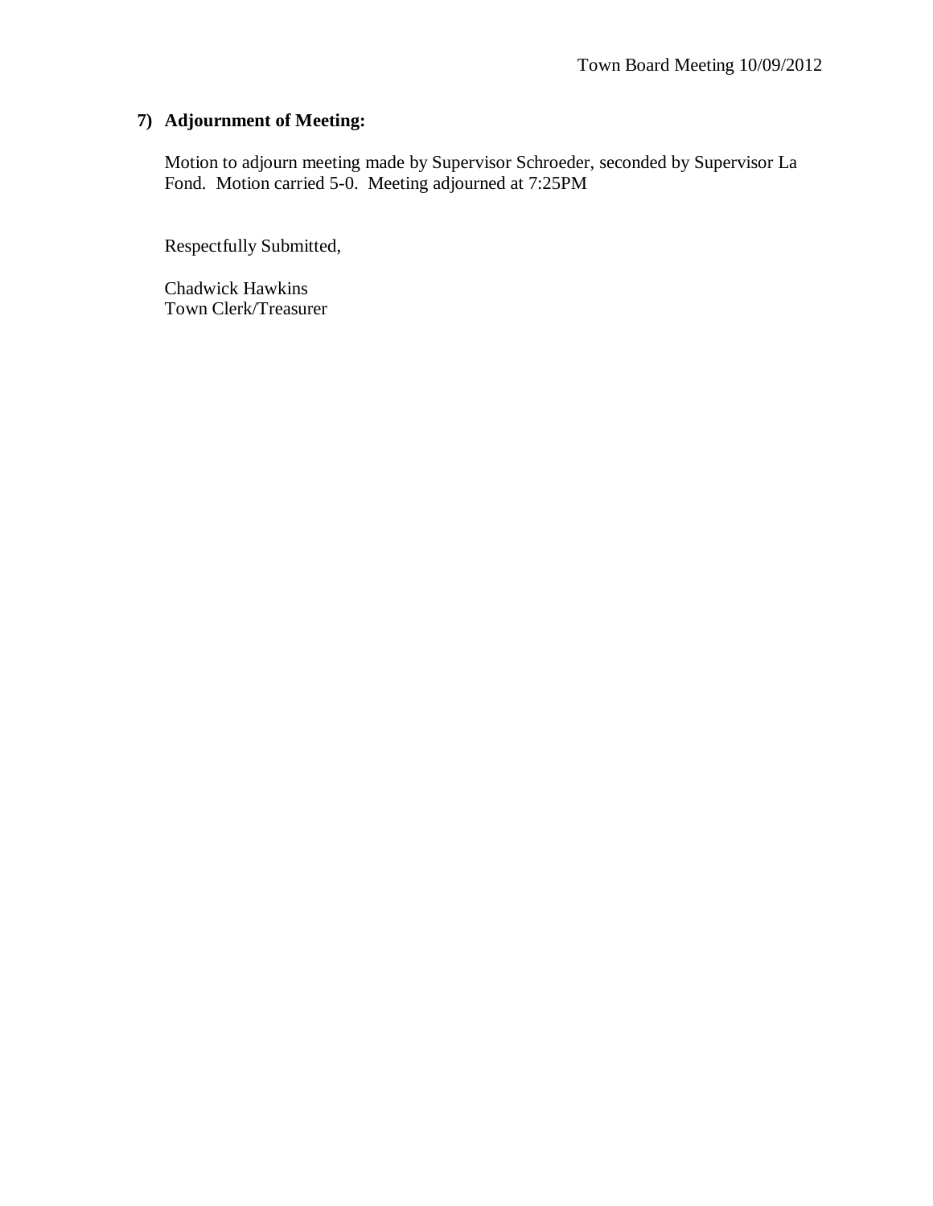**7) Adjournment of Meeting:**

Motion to adjourn meeting made by Supervisor Schroeder, seconded by Supervisor La Fond. Motion carried 5-0. Meeting adjourned at 7:25PM

Respectfully Submitted,

Chadwick Hawkins
Town Clerk/Treasurer